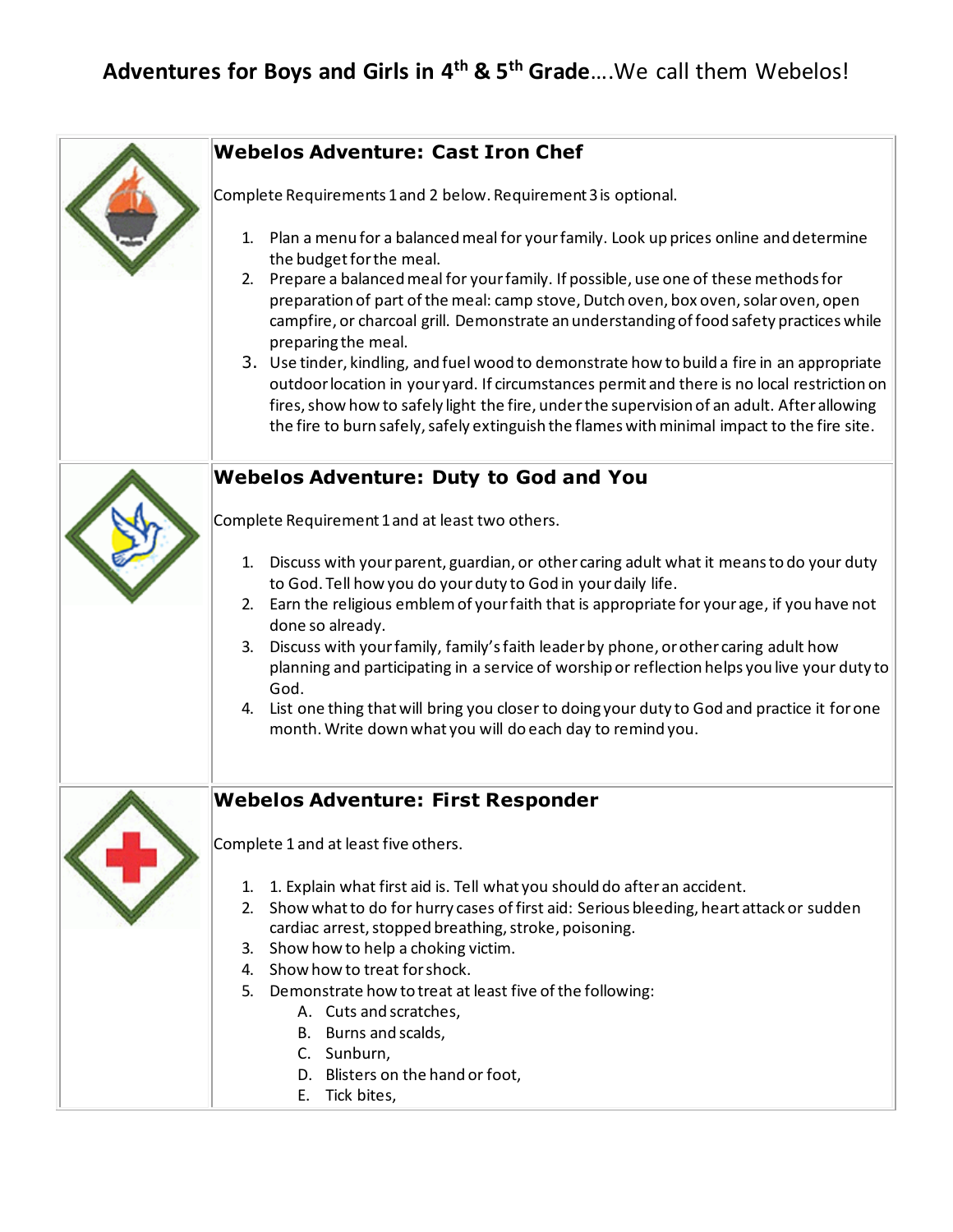# Adventures for Boys and Girls in 4th & 5th Grade....We call them Webelos!

## Webelos Adventure: Cast Iron Chef

Complete Requirements 1 and 2 below. Requirement 3 is optional.

1. Plan a menu for a balanced meal for your family. Look up prices online and determine the budget for the meal.
2. Prepare a balanced meal for your family. If possible, use one of these methods for preparation of part of the meal: camp stove, Dutch oven, box oven, solar oven, open campfire, or charcoal grill. Demonstrate an understanding of food safety practices while preparing the meal.
3. Use tinder, kindling, and fuel wood to demonstrate how to build a fire in an appropriate outdoor location in your yard. If circumstances permit and there is no local restriction on fires, show how to safely light the fire, under the supervision of an adult. After allowing the fire to burn safely, safely extinguish the flames with minimal impact to the fire site.

## Webelos Adventure: Duty to God and You

Complete Requirement 1 and at least two others.

1. Discuss with your parent, guardian, or other caring adult what it means to do your duty to God. Tell how you do your duty to God in your daily life.
2. Earn the religious emblem of your faith that is appropriate for your age, if you have not done so already.
3. Discuss with your family, family's faith leader by phone, or other caring adult how planning and participating in a service of worship or reflection helps you live your duty to God.
4. List one thing that will bring you closer to doing your duty to God and practice it for one month. Write down what you will do each day to remind you.

## Webelos Adventure: First Responder

Complete 1 and at least five others.

1. 1. Explain what first aid is. Tell what you should do after an accident.
2. Show what to do for hurry cases of first aid: Serious bleeding, heart attack or sudden cardiac arrest, stopped breathing, stroke, poisoning.
3. Show how to help a choking victim.
4. Show how to treat for shock.
5. Demonstrate how to treat at least five of the following:
   A. Cuts and scratches,
   B. Burns and scalds,
   C. Sunburn,
   D. Blisters on the hand or foot,
   E. Tick bites,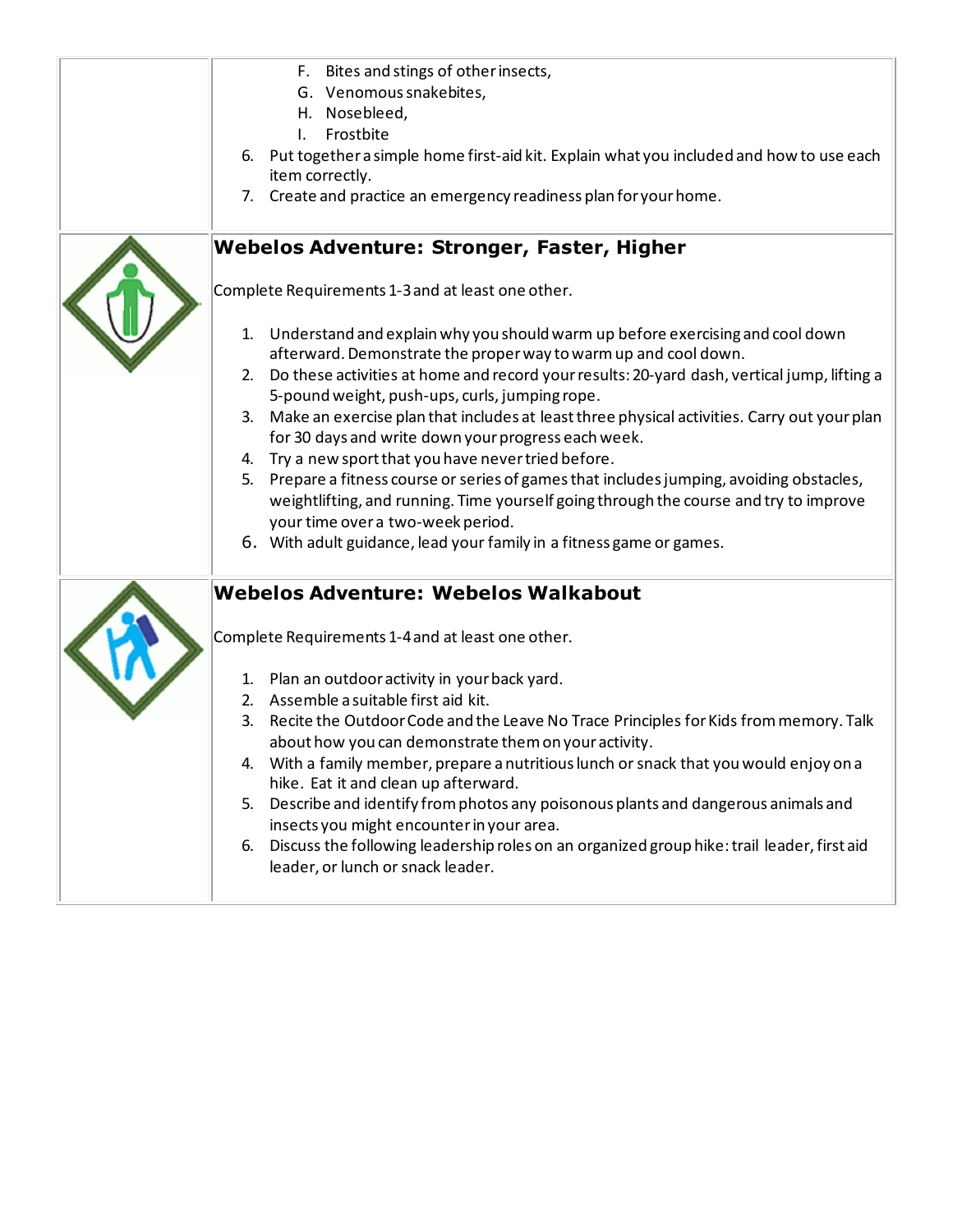F. Bites and stings of other insects,
G. Venomous snakebites,
H. Nosebleed,
I. Frostbite

6. Put together a simple home first-aid kit. Explain what you included and how to use each item correctly.
7. Create and practice an emergency readiness plan for your home.

## Webelos Adventure: Stronger, Faster, Higher

Complete Requirements 1-3 and at least one other.

1. Understand and explain why you should warm up before exercising and cool down afterward. Demonstrate the proper way to warm up and cool down.
2. Do these activities at home and record your results: 20-yard dash, vertical jump, lifting a 5-pound weight, push-ups, curls, jumping rope.
3. Make an exercise plan that includes at least three physical activities. Carry out your plan for 30 days and write down your progress each week.
4. Try a new sport that you have never tried before.
5. Prepare a fitness course or series of games that includes jumping, avoiding obstacles, weightlifting, and running. Time yourself going through the course and try to improve your time over a two-week period.
6. With adult guidance, lead your family in a fitness game or games.

## Webelos Adventure: Webelos Walkabout

Complete Requirements 1-4 and at least one other.

1. Plan an outdoor activity in your back yard.
2. Assemble a suitable first aid kit.
3. Recite the Outdoor Code and the Leave No Trace Principles for Kids from memory. Talk about how you can demonstrate them on your activity.
4. With a family member, prepare a nutritious lunch or snack that you would enjoy on a hike. Eat it and clean up afterward.
5. Describe and identify from photos any poisonous plants and dangerous animals and insects you might encounter in your area.
6. Discuss the following leadership roles on an organized group hike: trail leader, first aid leader, or lunch or snack leader.